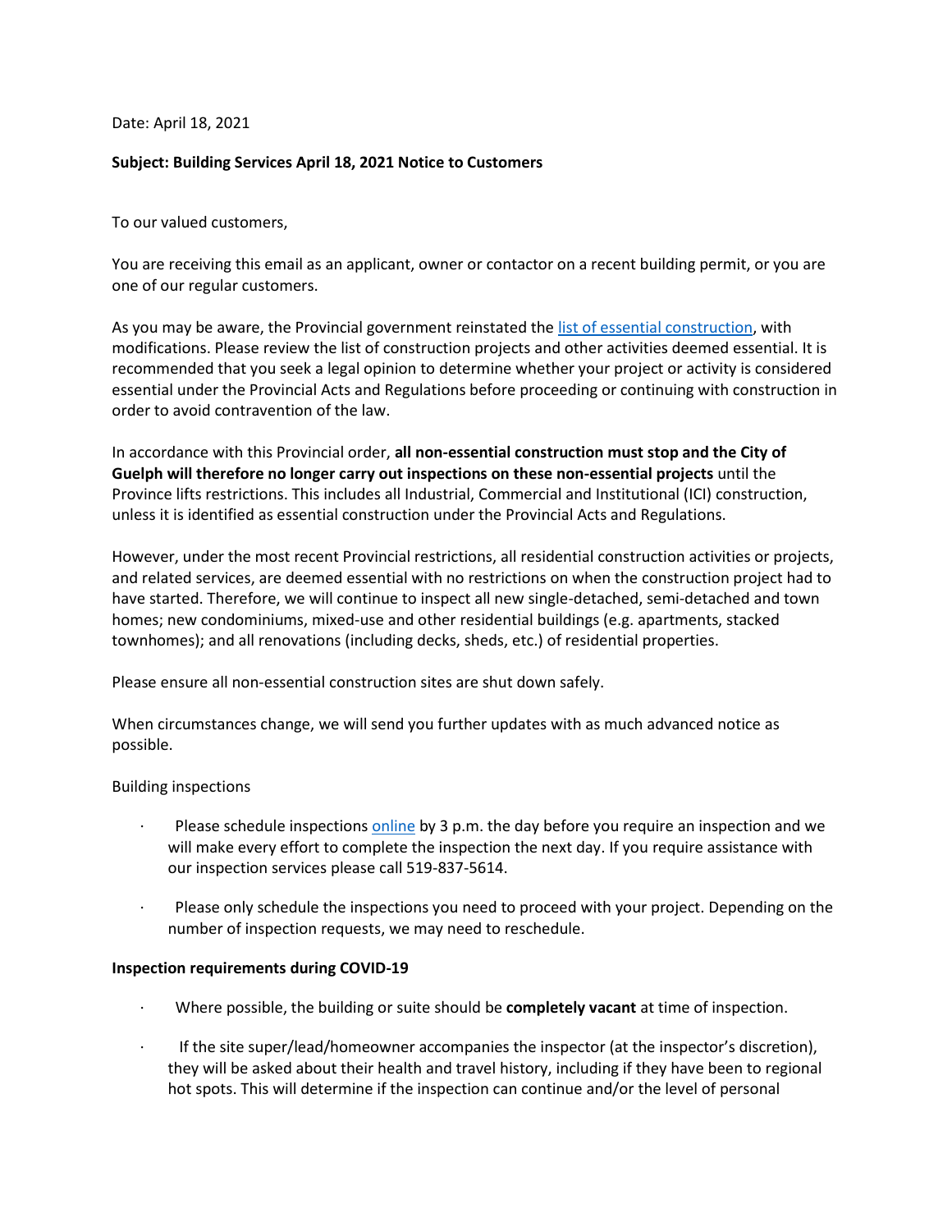Date: April 18, 2021

**Subject: Building Services April 18, 2021 Notice to Customers**

To our valued customers,

You are receiving this email as an applicant, owner or contactor on a recent building permit, or you are one of our regular customers.

As you may be aware, the Provincial government reinstated the [list of essential construction](), with modifications. Please review the list of construction projects and other activities deemed essential. It is recommended that you seek a legal opinion to determine whether your project or activity is considered essential under the Provincial Acts and Regulations before proceeding or continuing with construction in order to avoid contravention of the law.

In accordance with this Provincial order, **all non-essential construction must stop and the City of Guelph will therefore no longer carry out inspections on these non-essential projects** until the Province lifts restrictions. This includes all Industrial, Commercial and Institutional (ICI) construction, unless it is identified as essential construction under the Provincial Acts and Regulations.

However, under the most recent Provincial restrictions, all residential construction activities or projects, and related services, are deemed essential with no restrictions on when the construction project had to have started. Therefore, we will continue to inspect all new single-detached, semi-detached and town homes; new condominiums, mixed-use and other residential buildings (e.g. apartments, stacked townhomes); and all renovations (including decks, sheds, etc.) of residential properties.

Please ensure all non-essential construction sites are shut down safely.

When circumstances change, we will send you further updates with as much advanced notice as possible.

Building inspections

- Please schedule inspections [online]() by 3 p.m. the day before you require an inspection and we will make every effort to complete the inspection the next day. If you require assistance with our inspection services please call 519-837-5614.
- Please only schedule the inspections you need to proceed with your project. Depending on the number of inspection requests, we may need to reschedule.

**Inspection requirements during COVID-19**

- Where possible, the building or suite should be **completely vacant** at time of inspection.
- If the site super/lead/homeowner accompanies the inspector (at the inspector's discretion), they will be asked about their health and travel history, including if they have been to regional hot spots. This will determine if the inspection can continue and/or the level of personal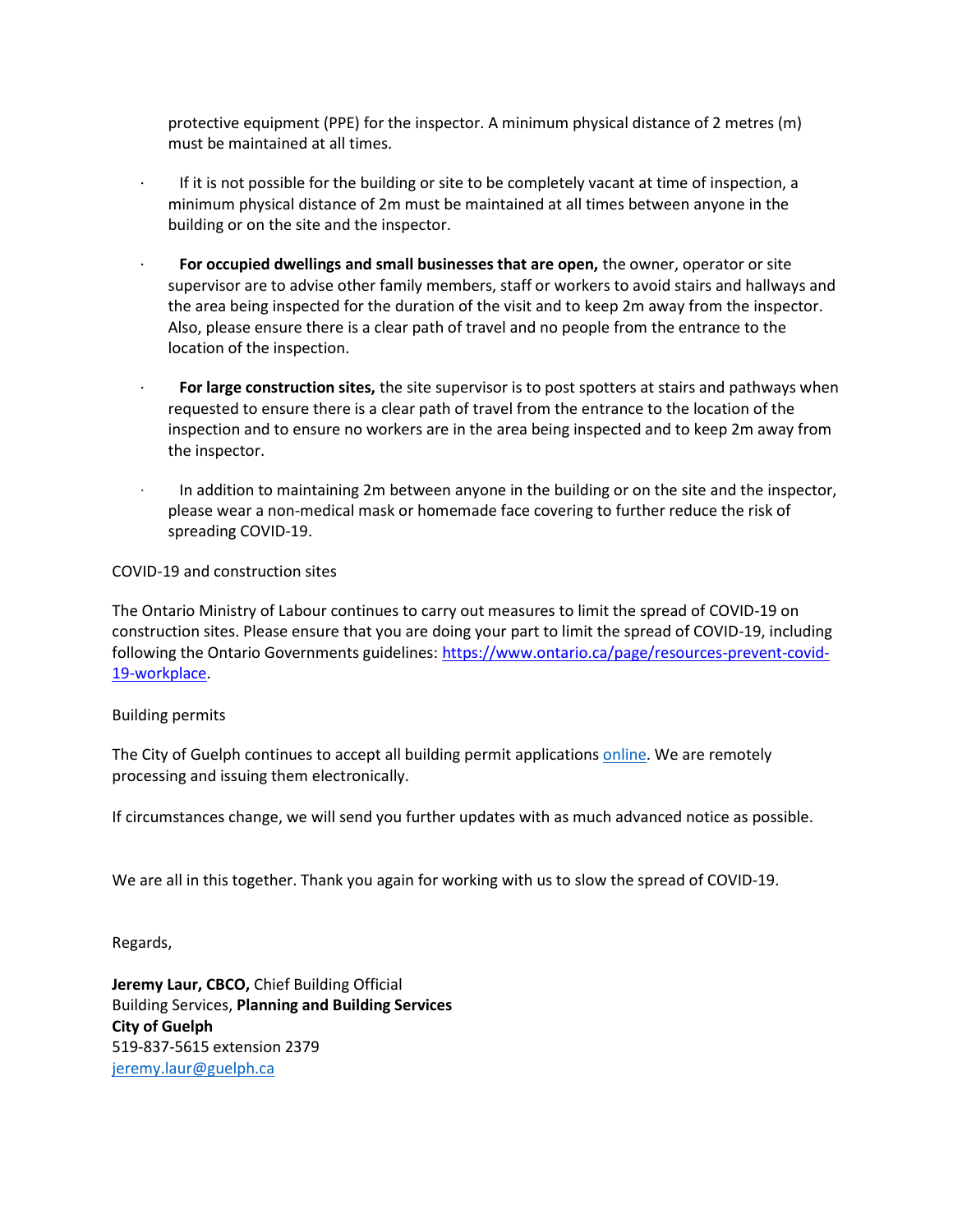protective equipment (PPE) for the inspector. A minimum physical distance of 2 metres (m) must be maintained at all times.

- If it is not possible for the building or site to be completely vacant at time of inspection, a minimum physical distance of 2m must be maintained at all times between anyone in the building or on the site and the inspector.
- **For occupied dwellings and small businesses that are open,** the owner, operator or site supervisor are to advise other family members, staff or workers to avoid stairs and hallways and the area being inspected for the duration of the visit and to keep 2m away from the inspector. Also, please ensure there is a clear path of travel and no people from the entrance to the location of the inspection.
- **For large construction sites,** the site supervisor is to post spotters at stairs and pathways when requested to ensure there is a clear path of travel from the entrance to the location of the inspection and to ensure no workers are in the area being inspected and to keep 2m away from the inspector.
- In addition to maintaining 2m between anyone in the building or on the site and the inspector, please wear a non-medical mask or homemade face covering to further reduce the risk of spreading COVID-19.

COVID-19 and construction sites

The Ontario Ministry of Labour continues to carry out measures to limit the spread of COVID-19 on construction sites. Please ensure that you are doing your part to limit the spread of COVID-19, including following the Ontario Governments guidelines: [https://www.ontario.ca/page/resources-prevent-covid-19-workplace](https://www.ontario.ca/page/resources-prevent-covid-19-workplace).

Building permits

The City of Guelph continues to accept all building permit applications [online](). We are remotely processing and issuing them electronically.

If circumstances change, we will send you further updates with as much advanced notice as possible.

We are all in this together. Thank you again for working with us to slow the spread of COVID-19.

Regards,

**Jeremy Laur, CBCO,** Chief Building Official
Building Services, **Planning and Building Services**
**City of Guelph**
519-837-5615 extension 2379
[jeremy.laur@guelph.ca](mailto:jeremy.laur@guelph.ca)